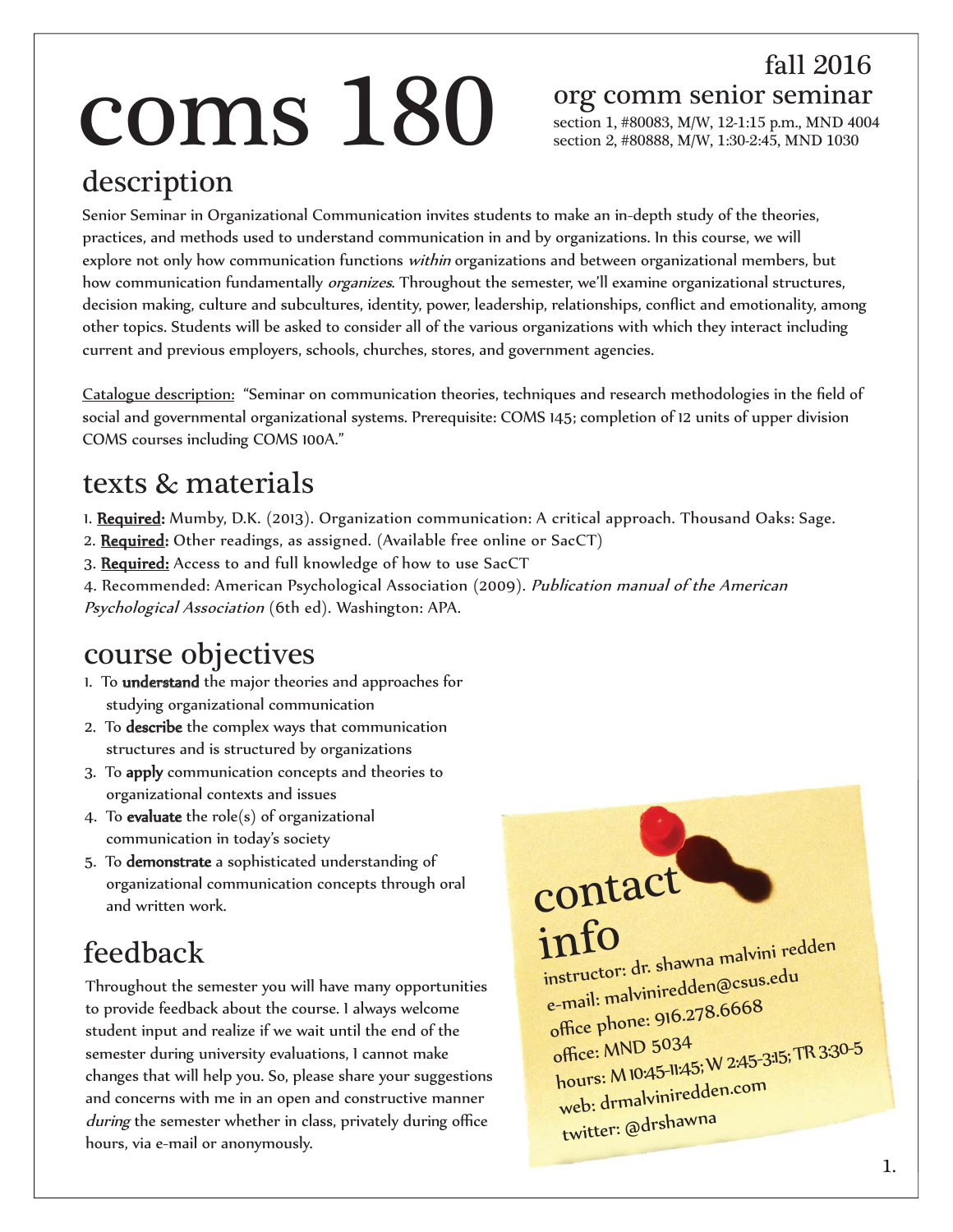# coms 180

## fall 2016
## org comm senior seminar

section 1, #80083, M/W, 12-1:15 p.m., MND 4004
section 2, #80888, M/W, 1:30-2:45, MND 1030

## description

Senior Seminar in Organizational Communication invites students to make an in-depth study of the theories, practices, and methods used to understand communication in and by organizations. In this course, we will explore not only how communication functions *within* organizations and between organizational members, but how communication fundamentally *organizes*. Throughout the semester, we'll examine organizational structures, decision making, culture and subcultures, identity, power, leadership, relationships, conflict and emotionality, among other topics. Students will be asked to consider all of the various organizations with which they interact including current and previous employers, schools, churches, stores, and government agencies.

Catalogue description: "Seminar on communication theories, techniques and research methodologies in the field of social and governmental organizational systems. Prerequisite: COMS 145; completion of 12 units of upper division COMS courses including COMS 100A."

## texts & materials

1. **Required:** Mumby, D.K. (2013). Organization communication: A critical approach. Thousand Oaks: Sage.
2. **Required:** Other readings, as assigned. (Available free online or SacCT)
3. **Required:** Access to and full knowledge of how to use SacCT
4. Recommended: American Psychological Association (2009). *Publication manual of the American Psychological Association* (6th ed). Washington: APA.

## course objectives

1. To **understand** the major theories and approaches for studying organizational communication
2. To **describe** the complex ways that communication structures and is structured by organizations
3. To **apply** communication concepts and theories to organizational contexts and issues
4. To **evaluate** the role(s) of organizational communication in today's society
5. To **demonstrate** a sophisticated understanding of organizational communication concepts through oral and written work.

## feedback

Throughout the semester you will have many opportunities to provide feedback about the course. I always welcome student input and realize if we wait until the end of the semester during university evaluations, I cannot make changes that will help you. So, please share your suggestions and concerns with me in an open and constructive manner *during* the semester whether in class, privately during office hours, via e-mail or anonymously.

## contact info

instructor: dr. shawna malvini redden
e-mail: malviniredden@csus.edu
office phone: 916.278.6668
office: MND 5034
hours: M 10:45-11:45; W 2:45-3:15; TR 3:30-5
web: drmalviniredden.com
twitter: @drshawna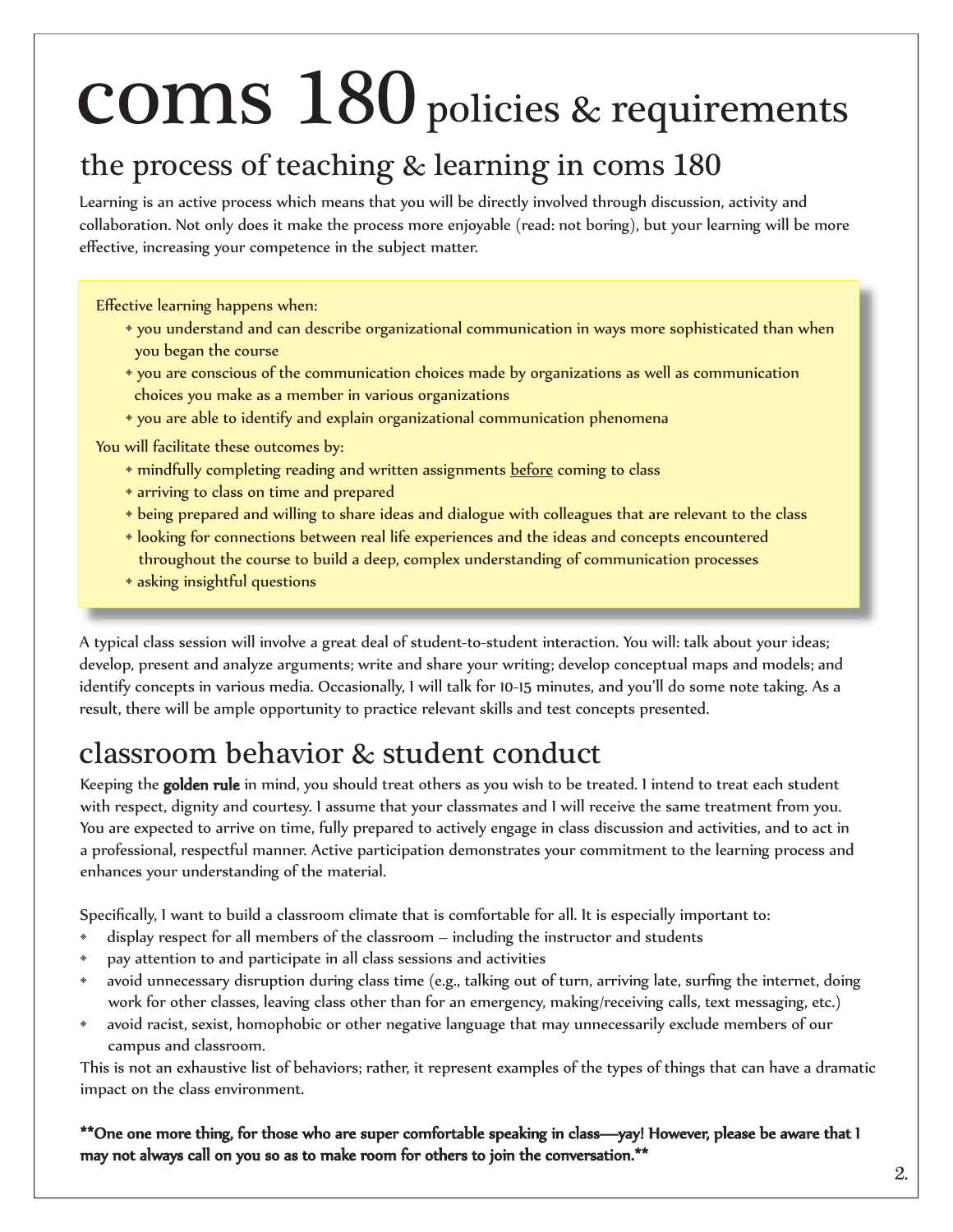# coms 180 policies & requirements

## the process of teaching & learning in coms 180

Learning is an active process which means that you will be directly involved through discussion, activity and collaboration. Not only does it make the process more enjoyable (read: not boring), but your learning will be more effective, increasing your competence in the subject matter.

Effective learning happens when:

- you understand and can describe organizational communication in ways more sophisticated than when you began the course
- you are conscious of the communication choices made by organizations as well as communication choices you make as a member in various organizations
- you are able to identify and explain organizational communication phenomena

You will facilitate these outcomes by:

- mindfully completing reading and written assignments <u>before</u> coming to class
- arriving to class on time and prepared
- being prepared and willing to share ideas and dialogue with colleagues that are relevant to the class
- looking for connections between real life experiences and the ideas and concepts encountered throughout the course to build a deep, complex understanding of communication processes
- asking insightful questions

A typical class session will involve a great deal of student-to-student interaction. You will: talk about your ideas; develop, present and analyze arguments; write and share your writing; develop conceptual maps and models; and identify concepts in various media. Occasionally, I will talk for 10-15 minutes, and you'll do some note taking. As a result, there will be ample opportunity to practice relevant skills and test concepts presented.

## classroom behavior & student conduct

Keeping the **golden rule** in mind, you should treat others as you wish to be treated. I intend to treat each student with respect, dignity and courtesy. I assume that your classmates and I will receive the same treatment from you. You are expected to arrive on time, fully prepared to actively engage in class discussion and activities, and to act in a professional, respectful manner. Active participation demonstrates your commitment to the learning process and enhances your understanding of the material.

Specifically, I want to build a classroom climate that is comfortable for all. It is especially important to:

- display respect for all members of the classroom – including the instructor and students
- pay attention to and participate in all class sessions and activities
- avoid unnecessary disruption during class time (e.g., talking out of turn, arriving late, surfing the internet, doing work for other classes, leaving class other than for an emergency, making/receiving calls, text messaging, etc.)
- avoid racist, sexist, homophobic or other negative language that may unnecessarily exclude members of our campus and classroom.

This is not an exhaustive list of behaviors; rather, it represent examples of the types of things that can have a dramatic impact on the class environment.

**\*\*One one more thing, for those who are super comfortable speaking in class—yay! However, please be aware that I may not always call on you so as to make room for others to join the conversation.\*\***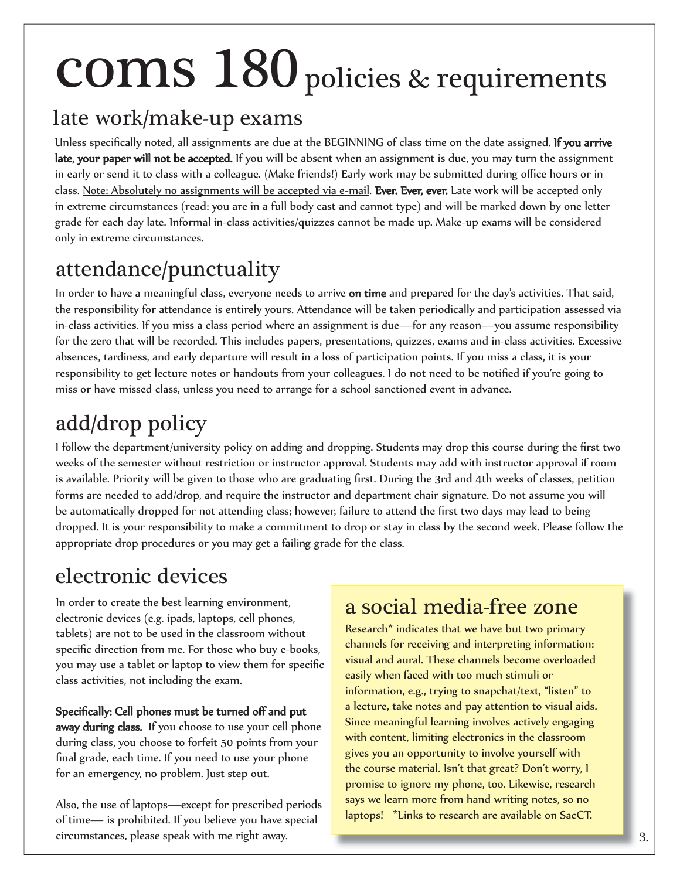# coms 180 policies & requirements

## late work/make-up exams

Unless specifically noted, all assignments are due at the BEGINNING of class time on the date assigned. **If you arrive late, your paper will not be accepted.** If you will be absent when an assignment is due, you may turn the assignment in early or send it to class with a colleague. (Make friends!) Early work may be submitted during office hours or in class. <u>Note: Absolutely no assignments will be accepted via e-mail</u>. **Ever. Ever, ever.** Late work will be accepted only in extreme circumstances (read: you are in a full body cast and cannot type) and will be marked down by one letter grade for each day late. Informal in-class activities/quizzes cannot be made up. Make-up exams will be considered only in extreme circumstances.

## attendance/punctuality

In order to have a meaningful class, everyone needs to arrive **<u>on time</u>** and prepared for the day's activities. That said, the responsibility for attendance is entirely yours. Attendance will be taken periodically and participation assessed via in-class activities. If you miss a class period where an assignment is due—for any reason—you assume responsibility for the zero that will be recorded. This includes papers, presentations, quizzes, exams and in-class activities. Excessive absences, tardiness, and early departure will result in a loss of participation points. If you miss a class, it is your responsibility to get lecture notes or handouts from your colleagues. I do not need to be notified if you're going to miss or have missed class, unless you need to arrange for a school sanctioned event in advance.

## add/drop policy

I follow the department/university policy on adding and dropping. Students may drop this course during the first two weeks of the semester without restriction or instructor approval. Students may add with instructor approval if room is available. Priority will be given to those who are graduating first. During the 3rd and 4th weeks of classes, petition forms are needed to add/drop, and require the instructor and department chair signature. Do not assume you will be automatically dropped for not attending class; however, failure to attend the first two days may lead to being dropped. It is your responsibility to make a commitment to drop or stay in class by the second week. Please follow the appropriate drop procedures or you may get a failing grade for the class.

## electronic devices

In order to create the best learning environment, electronic devices (e.g. ipads, laptops, cell phones, tablets) are not to be used in the classroom without specific direction from me. For those who buy e-books, you may use a tablet or laptop to view them for specific class activities, not including the exam.

**Specifically: Cell phones must be turned off and put away during class.** If you choose to use your cell phone during class, you choose to forfeit 50 points from your final grade, each time. If you need to use your phone for an emergency, no problem. Just step out.

Also, the use of laptops—except for prescribed periods of time— is prohibited. If you believe you have special circumstances, please speak with me right away.

## a social media-free zone

Research* indicates that we have but two primary channels for receiving and interpreting information: visual and aural. These channels become overloaded easily when faced with too much stimuli or information, e.g., trying to snapchat/text, "listen" to a lecture, take notes and pay attention to visual aids. Since meaningful learning involves actively engaging with content, limiting electronics in the classroom gives you an opportunity to involve yourself with the course material. Isn't that great? Don't worry, I promise to ignore my phone, too. Likewise, research says we learn more from hand writing notes, so no laptops! *Links to research are available on SacCT.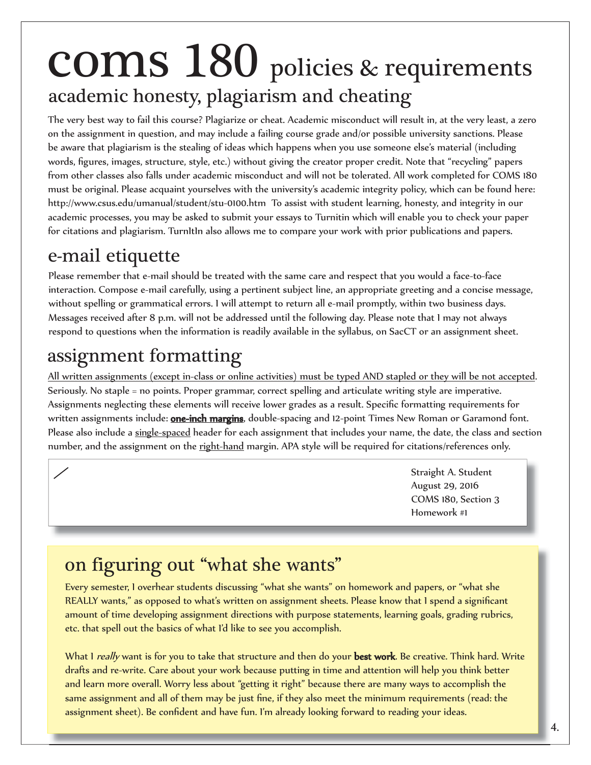# coms 180 policies & requirements

## academic honesty, plagiarism and cheating

The very best way to fail this course? Plagiarize or cheat. Academic misconduct will result in, at the very least, a zero on the assignment in question, and may include a failing course grade and/or possible university sanctions. Please be aware that plagiarism is the stealing of ideas which happens when you use someone else's material (including words, figures, images, structure, style, etc.) without giving the creator proper credit. Note that "recycling" papers from other classes also falls under academic misconduct and will not be tolerated. All work completed for COMS 180 must be original. Please acquaint yourselves with the university's academic integrity policy, which can be found here: http://www.csus.edu/umanual/student/stu-0100.htm To assist with student learning, honesty, and integrity in our academic processes, you may be asked to submit your essays to Turnitin which will enable you to check your paper for citations and plagiarism. TurnItIn also allows me to compare your work with prior publications and papers.

## e-mail etiquette

Please remember that e-mail should be treated with the same care and respect that you would a face-to-face interaction. Compose e-mail carefully, using a pertinent subject line, an appropriate greeting and a concise message, without spelling or grammatical errors. I will attempt to return all e-mail promptly, within two business days. Messages received after 8 p.m. will not be addressed until the following day. Please note that I may not always respond to questions when the information is readily available in the syllabus, on SacCT or an assignment sheet.

## assignment formatting

All written assignments (except in-class or online activities) must be typed AND stapled or they will be not accepted. Seriously. No staple = no points. Proper grammar, correct spelling and articulate writing style are imperative. Assignments neglecting these elements will receive lower grades as a result. Specific formatting requirements for written assignments include: **one-inch margins**, double-spacing and 12-point Times New Roman or Garamond font. Please also include a single-spaced header for each assignment that includes your name, the date, the class and section number, and the assignment on the right-hand margin. APA style will be required for citations/references only.

Straight A. Student
August 29, 2016
COMS 180, Section 3
Homework #1

## on figuring out "what she wants"

Every semester, I overhear students discussing "what she wants" on homework and papers, or "what she REALLY wants," as opposed to what's written on assignment sheets. Please know that I spend a significant amount of time developing assignment directions with purpose statements, learning goals, grading rubrics, etc. that spell out the basics of what I'd like to see you accomplish.

What I *really* want is for you to take that structure and then do your **best work**. Be creative. Think hard. Write drafts and re-write. Care about your work because putting in time and attention will help you think better and learn more overall. Worry less about "getting it right" because there are many ways to accomplish the same assignment and all of them may be just fine, if they also meet the minimum requirements (read: the assignment sheet). Be confident and have fun. I'm already looking forward to reading your ideas.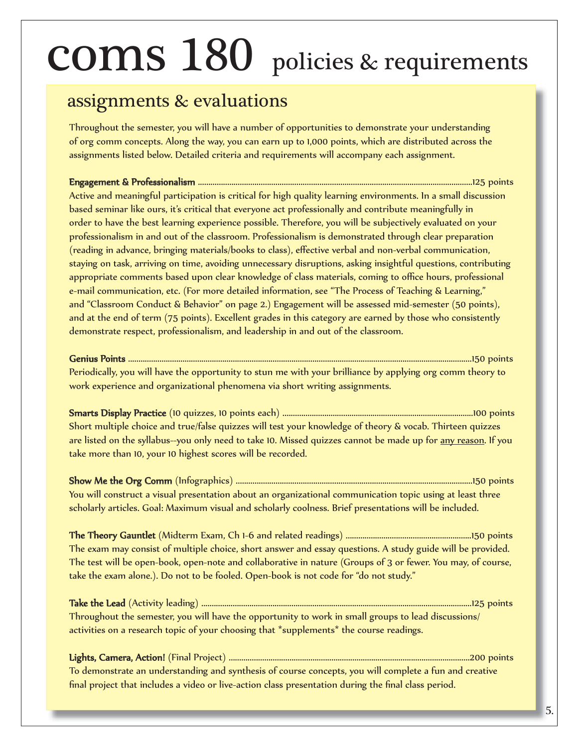# coms 180 policies & requirements

## assignments & evaluations

Throughout the semester, you will have a number of opportunities to demonstrate your understanding of org comm concepts. Along the way, you can earn up to 1,000 points, which are distributed across the assignments listed below. Detailed criteria and requirements will accompany each assignment.

**Engagement & Professionalism** ........................................ 125 points
Active and meaningful participation is critical for high quality learning environments. In a small discussion based seminar like ours, it's critical that everyone act professionally and contribute meaningfully in order to have the best learning experience possible. Therefore, you will be subjectively evaluated on your professionalism in and out of the classroom. Professionalism is demonstrated through clear preparation (reading in advance, bringing materials/books to class), effective verbal and non-verbal communication, staying on task, arriving on time, avoiding unnecessary disruptions, asking insightful questions, contributing appropriate comments based upon clear knowledge of class materials, coming to office hours, professional e-mail communication, etc. (For more detailed information, see "The Process of Teaching & Learning," and "Classroom Conduct & Behavior" on page 2.) Engagement will be assessed mid-semester (50 points), and at the end of term (75 points). Excellent grades in this category are earned by those who consistently demonstrate respect, professionalism, and leadership in and out of the classroom.

**Genius Points** ........................................ 150 points
Periodically, you will have the opportunity to stun me with your brilliance by applying org comm theory to work experience and organizational phenomena via short writing assignments.

**Smarts Display Practice** (10 quizzes, 10 points each) ........................................ 100 points
Short multiple choice and true/false quizzes will test your knowledge of theory & vocab. Thirteen quizzes are listed on the syllabus--you only need to take 10. Missed quizzes cannot be made up for <u>any reason</u>. If you take more than 10, your 10 highest scores will be recorded.

**Show Me the Org Comm** (Infographics) ........................................ 150 points
You will construct a visual presentation about an organizational communication topic using at least three scholarly articles. Goal: Maximum visual and scholarly coolness. Brief presentations will be included.

**The Theory Gauntlet** (Midterm Exam, Ch 1-6 and related readings) ........................................ 150 points
The exam may consist of multiple choice, short answer and essay questions. A study guide will be provided. The test will be open-book, open-note and collaborative in nature (Groups of 3 or fewer. You may, of course, take the exam alone.). Do not to be fooled. Open-book is not code for "do not study."

**Take the Lead** (Activity leading) ........................................ 125 points
Throughout the semester, you will have the opportunity to work in small groups to lead discussions/activities on a research topic of your choosing that *supplements* the course readings.

**Lights, Camera, Action!** (Final Project) ........................................ 200 points
To demonstrate an understanding and synthesis of course concepts, you will complete a fun and creative final project that includes a video or live-action class presentation during the final class period.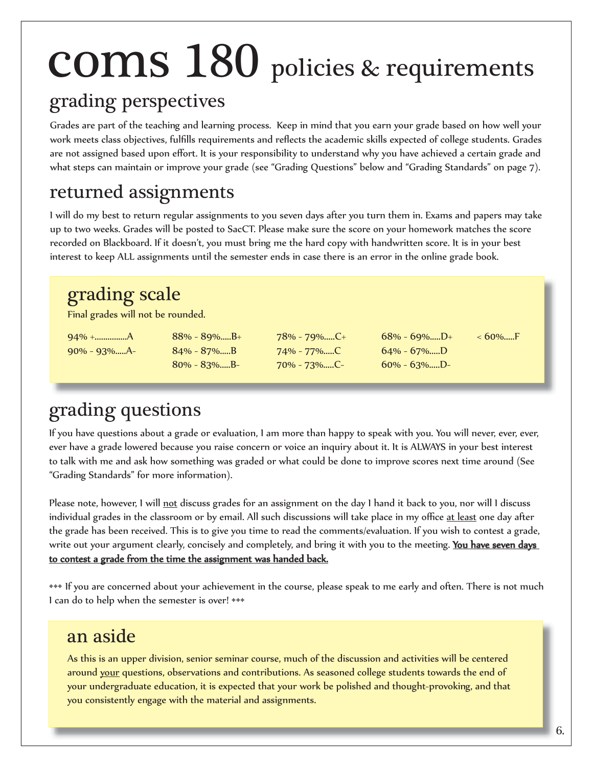# coms 180 policies & requirements

## grading perspectives

Grades are part of the teaching and learning process. Keep in mind that you earn your grade based on how well your work meets class objectives, fulfills requirements and reflects the academic skills expected of college students. Grades are not assigned based upon effort. It is your responsibility to understand why you have achieved a certain grade and what steps can maintain or improve your grade (see "Grading Questions" below and "Grading Standards" on page 7).

## returned assignments

I will do my best to return regular assignments to you seven days after you turn them in. Exams and papers may take up to two weeks. Grades will be posted to SacCT. Please make sure the score on your homework matches the score recorded on Blackboard. If it doesn't, you must bring me the hard copy with handwritten score. It is in your best interest to keep ALL assignments until the semester ends in case there is an error in the online grade book.

## grading scale

Final grades will not be rounded.

| | | | | |
|---|---|---|---|---|
| 94% +..............A | 88% - 89%.....B+ | 78% - 79%.....C+ | 68% - 69%.....D+ | < 60%.....F |
| 90% - 93%.....A- | 84% - 87%.....B | 74% - 77%.....C | 64% - 67%.....D | |
| | 80% - 83%.....B- | 70% - 73%.....C- | 60% - 63%.....D- | |

## grading questions

If you have questions about a grade or evaluation, I am more than happy to speak with you. You will never, ever, ever, ever have a grade lowered because you raise concern or voice an inquiry about it. It is ALWAYS in your best interest to talk with me and ask how something was graded or what could be done to improve scores next time around (See "Grading Standards" for more information).

Please note, however, I will not discuss grades for an assignment on the day I hand it back to you, nor will I discuss individual grades in the classroom or by email. All such discussions will take place in my office at least one day after the grade has been received. This is to give you time to read the comments/evaluation. If you wish to contest a grade, write out your argument clearly, concisely and completely, and bring it with you to the meeting. **You have seven days to contest a grade from the time the assignment was handed back.**

◆◆◆ If you are concerned about your achievement in the course, please speak to me early and often. There is not much I can do to help when the semester is over! ◆◆◆

## an aside

As this is an upper division, senior seminar course, much of the discussion and activities will be centered around your questions, observations and contributions. As seasoned college students towards the end of your undergraduate education, it is expected that your work be polished and thought-provoking, and that you consistently engage with the material and assignments.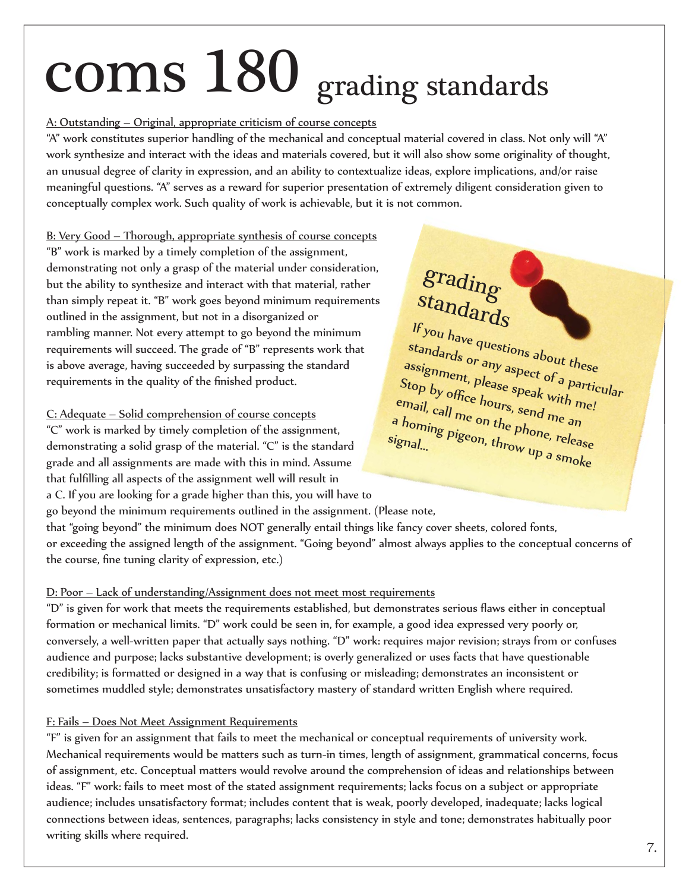# coms 180 grading standards

A: Outstanding – Original, appropriate criticism of course concepts

"A" work constitutes superior handling of the mechanical and conceptual material covered in class. Not only will "A" work synthesize and interact with the ideas and materials covered, but it will also show some originality of thought, an unusual degree of clarity in expression, and an ability to contextualize ideas, explore implications, and/or raise meaningful questions. "A" serves as a reward for superior presentation of extremely diligent consideration given to conceptually complex work. Such quality of work is achievable, but it is not common.

B: Very Good – Thorough, appropriate synthesis of course concepts

"B" work is marked by a timely completion of the assignment, demonstrating not only a grasp of the material under consideration, but the ability to synthesize and interact with that material, rather than simply repeat it. "B" work goes beyond minimum requirements outlined in the assignment, but not in a disorganized or rambling manner. Not every attempt to go beyond the minimum requirements will succeed. The grade of "B" represents work that is above average, having succeeded by surpassing the standard requirements in the quality of the finished product.

C: Adequate – Solid comprehension of course concepts

"C" work is marked by timely completion of the assignment, demonstrating a solid grasp of the material. "C" is the standard grade and all assignments are made with this in mind. Assume that fulfilling all aspects of the assignment well will result in a C. If you are looking for a grade higher than this, you will have to go beyond the minimum requirements outlined in the assignment. (Please note, that "going beyond" the minimum does NOT generally entail things like fancy cover sheets, colored fonts, or exceeding the assigned length of the assignment. "Going beyond" almost always applies to the conceptual concerns of the course, fine tuning clarity of expression, etc.)

**grading standards**

If you have questions about these standards or any aspect of a particular assignment, please speak with me! Stop by office hours, send me an email, call me on the phone, release a homing pigeon, throw up a smoke signal...

D: Poor – Lack of understanding/Assignment does not meet most requirements

"D" is given for work that meets the requirements established, but demonstrates serious flaws either in conceptual formation or mechanical limits. "D" work could be seen in, for example, a good idea expressed very poorly or, conversely, a well-written paper that actually says nothing. "D" work: requires major revision; strays from or confuses audience and purpose; lacks substantive development; is overly generalized or uses facts that have questionable credibility; is formatted or designed in a way that is confusing or misleading; demonstrates an inconsistent or sometimes muddled style; demonstrates unsatisfactory mastery of standard written English where required.

F: Fails – Does Not Meet Assignment Requirements

"F" is given for an assignment that fails to meet the mechanical or conceptual requirements of university work. Mechanical requirements would be matters such as turn-in times, length of assignment, grammatical concerns, focus of assignment, etc. Conceptual matters would revolve around the comprehension of ideas and relationships between ideas. "F" work: fails to meet most of the stated assignment requirements; lacks focus on a subject or appropriate audience; includes unsatisfactory format; includes content that is weak, poorly developed, inadequate; lacks logical connections between ideas, sentences, paragraphs; lacks consistency in style and tone; demonstrates habitually poor writing skills where required.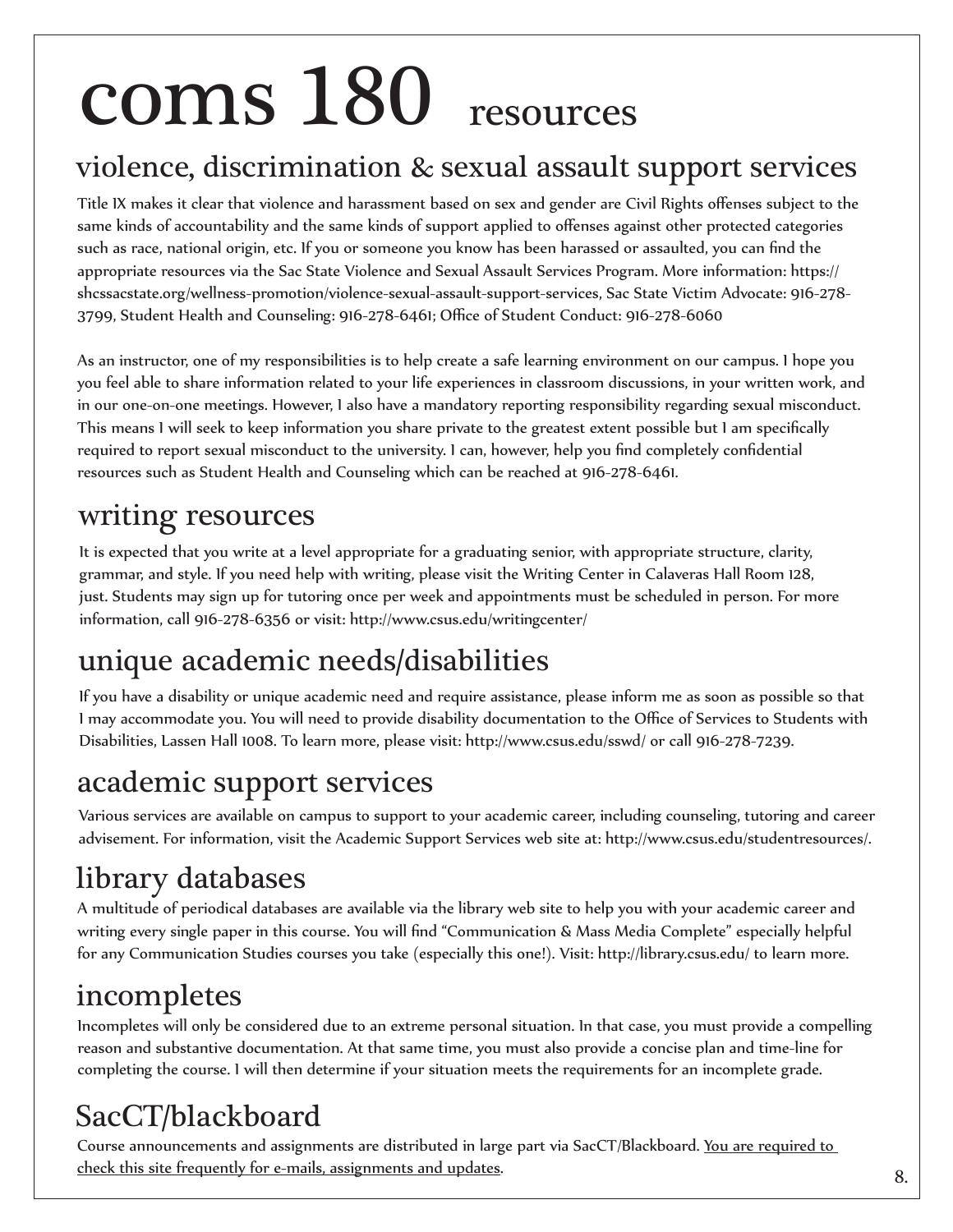# coms 180 resources

## violence, discrimination & sexual assault support services

Title IX makes it clear that violence and harassment based on sex and gender are Civil Rights offenses subject to the same kinds of accountability and the same kinds of support applied to offenses against other protected categories such as race, national origin, etc. If you or someone you know has been harassed or assaulted, you can find the appropriate resources via the Sac State Violence and Sexual Assault Services Program. More information: https://shcssacstate.org/wellness-promotion/violence-sexual-assault-support-services, Sac State Victim Advocate: 916-278-3799, Student Health and Counseling: 916-278-6461; Office of Student Conduct: 916-278-6060

As an instructor, one of my responsibilities is to help create a safe learning environment on our campus. I hope you you feel able to share information related to your life experiences in classroom discussions, in your written work, and in our one-on-one meetings. However, I also have a mandatory reporting responsibility regarding sexual misconduct. This means I will seek to keep information you share private to the greatest extent possible but I am specifically required to report sexual misconduct to the university. I can, however, help you find completely confidential resources such as Student Health and Counseling which can be reached at 916-278-6461.

## writing resources

It is expected that you write at a level appropriate for a graduating senior, with appropriate structure, clarity, grammar, and style. If you need help with writing, please visit the Writing Center in Calaveras Hall Room 128, just. Students may sign up for tutoring once per week and appointments must be scheduled in person. For more information, call 916-278-6356 or visit: http://www.csus.edu/writingcenter/

## unique academic needs/disabilities

If you have a disability or unique academic need and require assistance, please inform me as soon as possible so that I may accommodate you. You will need to provide disability documentation to the Office of Services to Students with Disabilities, Lassen Hall 1008. To learn more, please visit: http://www.csus.edu/sswd/ or call 916-278-7239.

## academic support services

Various services are available on campus to support to your academic career, including counseling, tutoring and career advisement. For information, visit the Academic Support Services web site at: http://www.csus.edu/studentresources/.

## library databases

A multitude of periodical databases are available via the library web site to help you with your academic career and writing every single paper in this course. You will find "Communication & Mass Media Complete" especially helpful for any Communication Studies courses you take (especially this one!). Visit: http://library.csus.edu/ to learn more.

## incompletes

Incompletes will only be considered due to an extreme personal situation. In that case, you must provide a compelling reason and substantive documentation. At that same time, you must also provide a concise plan and time-line for completing the course. I will then determine if your situation meets the requirements for an incomplete grade.

## SacCT/blackboard

Course announcements and assignments are distributed in large part via SacCT/Blackboard. <u>You are required to check this site frequently for e-mails, assignments and updates</u>.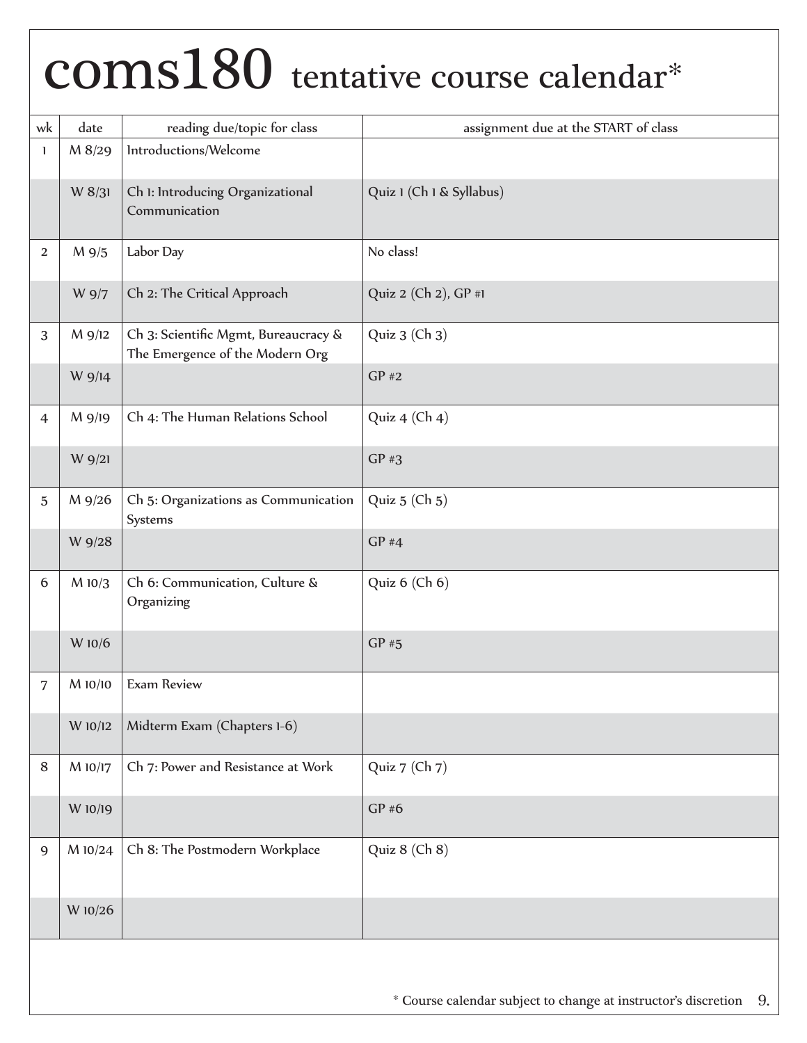# coms180 tentative course calendar*

| wk | date | reading due/topic for class | assignment due at the START of class |
|---|---|---|---|
| 1 | M 8/29 | Introductions/Welcome | |
| | W 8/31 | Ch 1: Introducing Organizational Communication | Quiz 1 (Ch 1 & Syllabus) |
| 2 | M 9/5 | Labor Day | No class! |
| | W 9/7 | Ch 2: The Critical Approach | Quiz 2 (Ch 2), GP #1 |
| 3 | M 9/12 | Ch 3: Scientific Mgmt, Bureaucracy & The Emergence of the Modern Org | Quiz 3 (Ch 3) |
| | W 9/14 | | GP #2 |
| 4 | M 9/19 | Ch 4: The Human Relations School | Quiz 4 (Ch 4) |
| | W 9/21 | | GP #3 |
| 5 | M 9/26 | Ch 5: Organizations as Communication Systems | Quiz 5 (Ch 5) |
| | W 9/28 | | GP #4 |
| 6 | M 10/3 | Ch 6: Communication, Culture & Organizing | Quiz 6 (Ch 6) |
| | W 10/6 | | GP #5 |
| 7 | M 10/10 | Exam Review | |
| | W 10/12 | Midterm Exam (Chapters 1-6) | |
| 8 | M 10/17 | Ch 7: Power and Resistance at Work | Quiz 7 (Ch 7) |
| | W 10/19 | | GP #6 |
| 9 | M 10/24 | Ch 8: The Postmodern Workplace | Quiz 8 (Ch 8) |
| | W 10/26 | | |

* Course calendar subject to change at instructor's discretion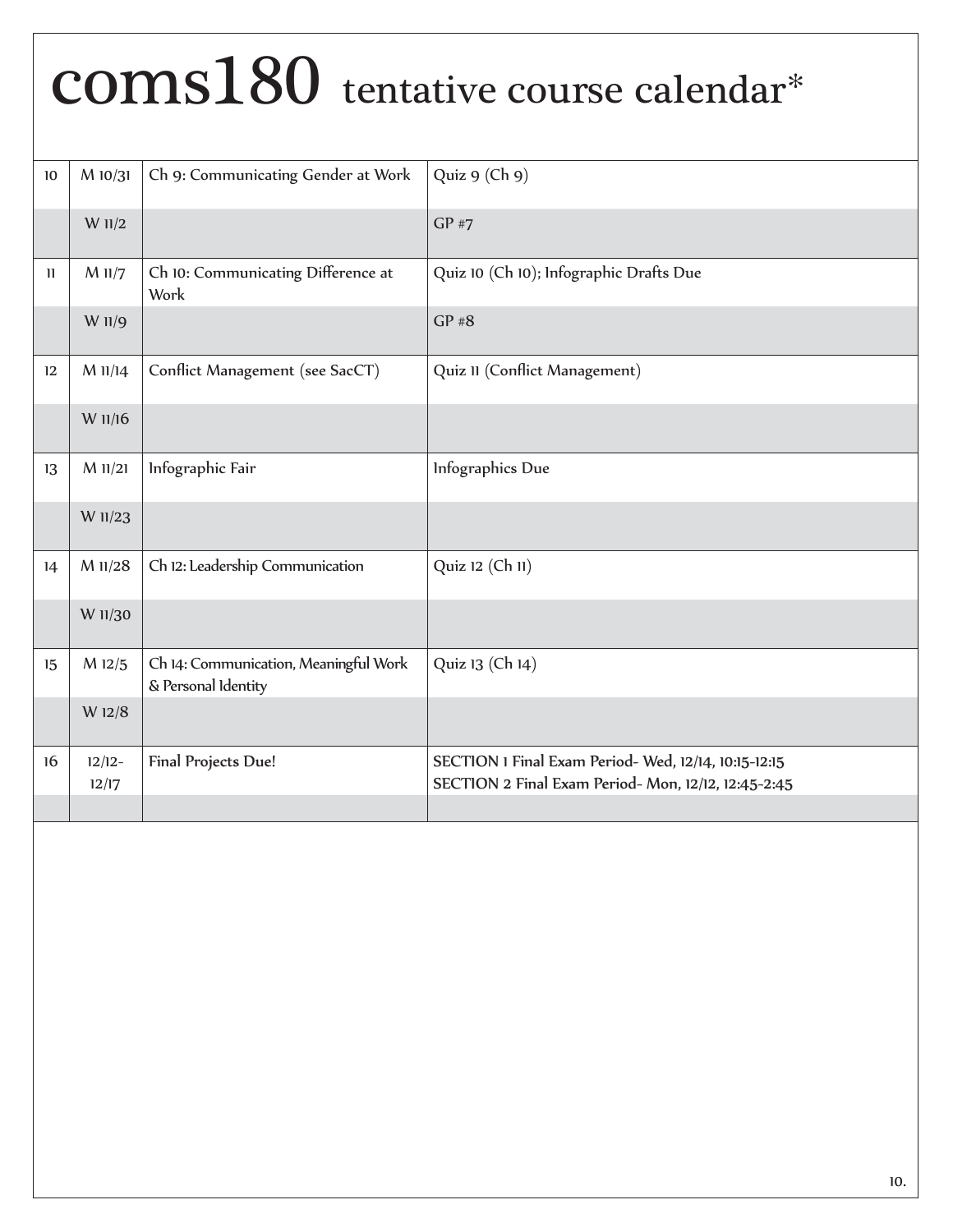# coms180 tentative course calendar*

| | | | |
|---|---|---|---|
| 10 | M 10/31 | Ch 9: Communicating Gender at Work | Quiz 9 (Ch 9) |
| | W 11/2 | | GP #7 |
| 11 | M 11/7 | Ch 10: Communicating Difference at Work | Quiz 10 (Ch 10); Infographic Drafts Due |
| | W 11/9 | | GP #8 |
| 12 | M 11/14 | Conflict Management (see SacCT) | Quiz 11 (Conflict Management) |
| | W 11/16 | | |
| 13 | M 11/21 | Infographic Fair | Infographics Due |
| | W 11/23 | | |
| 14 | M 11/28 | Ch 12: Leadership Communication | Quiz 12 (Ch 11) |
| | W 11/30 | | |
| 15 | M 12/5 | Ch 14: Communication, Meaningful Work & Personal Identity | Quiz 13 (Ch 14) |
| | W 12/8 | | |
| 16 | 12/12-12/17 | Final Projects Due! | SECTION 1 Final Exam Period- Wed, 12/14, 10:15-12:15<br>SECTION 2 Final Exam Period- Mon, 12/12, 12:45-2:45 |
| | | | |